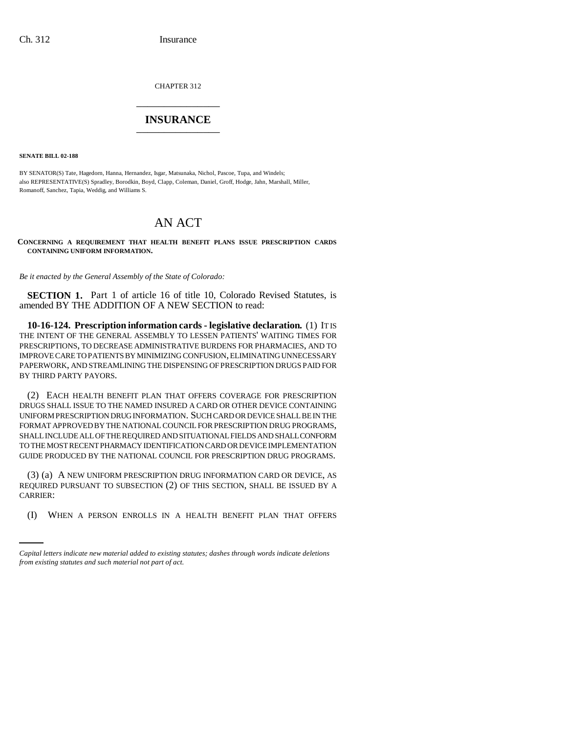CHAPTER 312

# INSURANCE

**SENATE BILL 02-188**

BY SENATOR(S) Tate, Hagedorn, Hanna, Hernandez, Isgar, Matsunaka, Nichol, Pascoe, Tupa, and Windels;
also REPRESENTATIVE(S) Spradley, Borodkin, Boyd, Clapp, Coleman, Daniel, Groff, Hodge, Jahn, Marshall, Miller, Romanoff, Sanchez, Tapia, Weddig, and Williams S.

# AN ACT

**CONCERNING A REQUIREMENT THAT HEALTH BENEFIT PLANS ISSUE PRESCRIPTION CARDS CONTAINING UNIFORM INFORMATION.**

*Be it enacted by the General Assembly of the State of Colorado:*

**SECTION 1.** Part 1 of article 16 of title 10, Colorado Revised Statutes, is amended BY THE ADDITION OF A NEW SECTION to read:

**10-16-124. Prescription information cards - legislative declaration.** (1) IT IS THE INTENT OF THE GENERAL ASSEMBLY TO LESSEN PATIENTS' WAITING TIMES FOR PRESCRIPTIONS, TO DECREASE ADMINISTRATIVE BURDENS FOR PHARMACIES, AND TO IMPROVE CARE TO PATIENTS BY MINIMIZING CONFUSION, ELIMINATING UNNECESSARY PAPERWORK, AND STREAMLINING THE DISPENSING OF PRESCRIPTION DRUGS PAID FOR BY THIRD PARTY PAYORS.

(2) EACH HEALTH BENEFIT PLAN THAT OFFERS COVERAGE FOR PRESCRIPTION DRUGS SHALL ISSUE TO THE NAMED INSURED A CARD OR OTHER DEVICE CONTAINING UNIFORM PRESCRIPTION DRUG INFORMATION. SUCH CARD OR DEVICE SHALL BE IN THE FORMAT APPROVED BY THE NATIONAL COUNCIL FOR PRESCRIPTION DRUG PROGRAMS, SHALL INCLUDE ALL OF THE REQUIRED AND SITUATIONAL FIELDS AND SHALL CONFORM TO THE MOST RECENT PHARMACY IDENTIFICATION CARD OR DEVICE IMPLEMENTATION GUIDE PRODUCED BY THE NATIONAL COUNCIL FOR PRESCRIPTION DRUG PROGRAMS.

(3) (a) A NEW UNIFORM PRESCRIPTION DRUG INFORMATION CARD OR DEVICE, AS REQUIRED PURSUANT TO SUBSECTION (2) OF THIS SECTION, SHALL BE ISSUED BY A CARRIER:

(I) WHEN A PERSON ENROLLS IN A HEALTH BENEFIT PLAN THAT OFFERS

*Capital letters indicate new material added to existing statutes; dashes through words indicate deletions from existing statutes and such material not part of act.*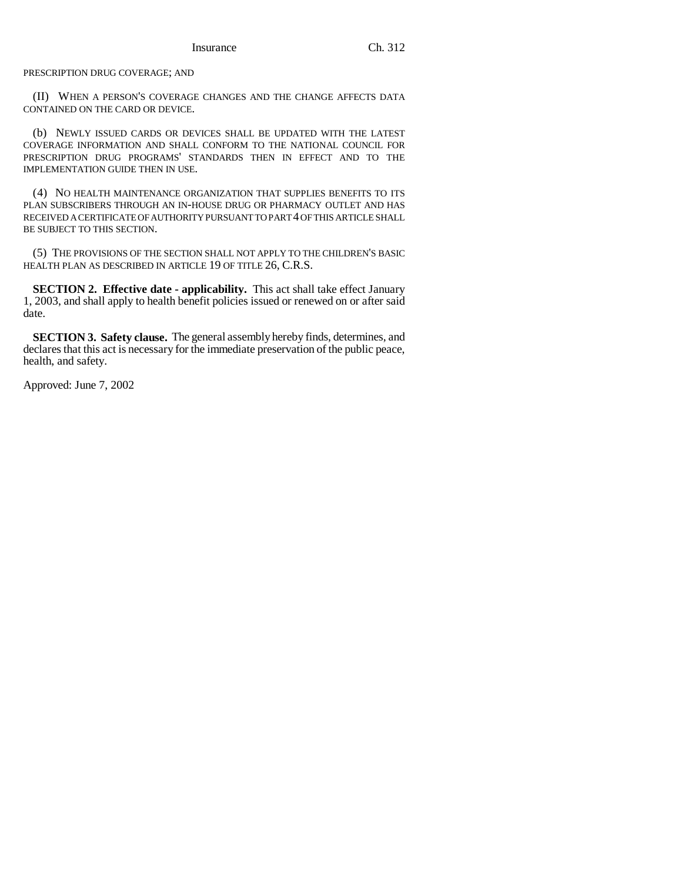PRESCRIPTION DRUG COVERAGE; AND

(II) WHEN A PERSON'S COVERAGE CHANGES AND THE CHANGE AFFECTS DATA CONTAINED ON THE CARD OR DEVICE.

(b) NEWLY ISSUED CARDS OR DEVICES SHALL BE UPDATED WITH THE LATEST COVERAGE INFORMATION AND SHALL CONFORM TO THE NATIONAL COUNCIL FOR PRESCRIPTION DRUG PROGRAMS' STANDARDS THEN IN EFFECT AND TO THE IMPLEMENTATION GUIDE THEN IN USE.

(4) NO HEALTH MAINTENANCE ORGANIZATION THAT SUPPLIES BENEFITS TO ITS PLAN SUBSCRIBERS THROUGH AN IN-HOUSE DRUG OR PHARMACY OUTLET AND HAS RECEIVED A CERTIFICATE OF AUTHORITY PURSUANT TO PART 4 OF THIS ARTICLE SHALL BE SUBJECT TO THIS SECTION.

(5) THE PROVISIONS OF THE SECTION SHALL NOT APPLY TO THE CHILDREN'S BASIC HEALTH PLAN AS DESCRIBED IN ARTICLE 19 OF TITLE 26, C.R.S.

**SECTION 2. Effective date - applicability.** This act shall take effect January 1, 2003, and shall apply to health benefit policies issued or renewed on or after said date.

**SECTION 3. Safety clause.** The general assembly hereby finds, determines, and declares that this act is necessary for the immediate preservation of the public peace, health, and safety.

Approved: June 7, 2002